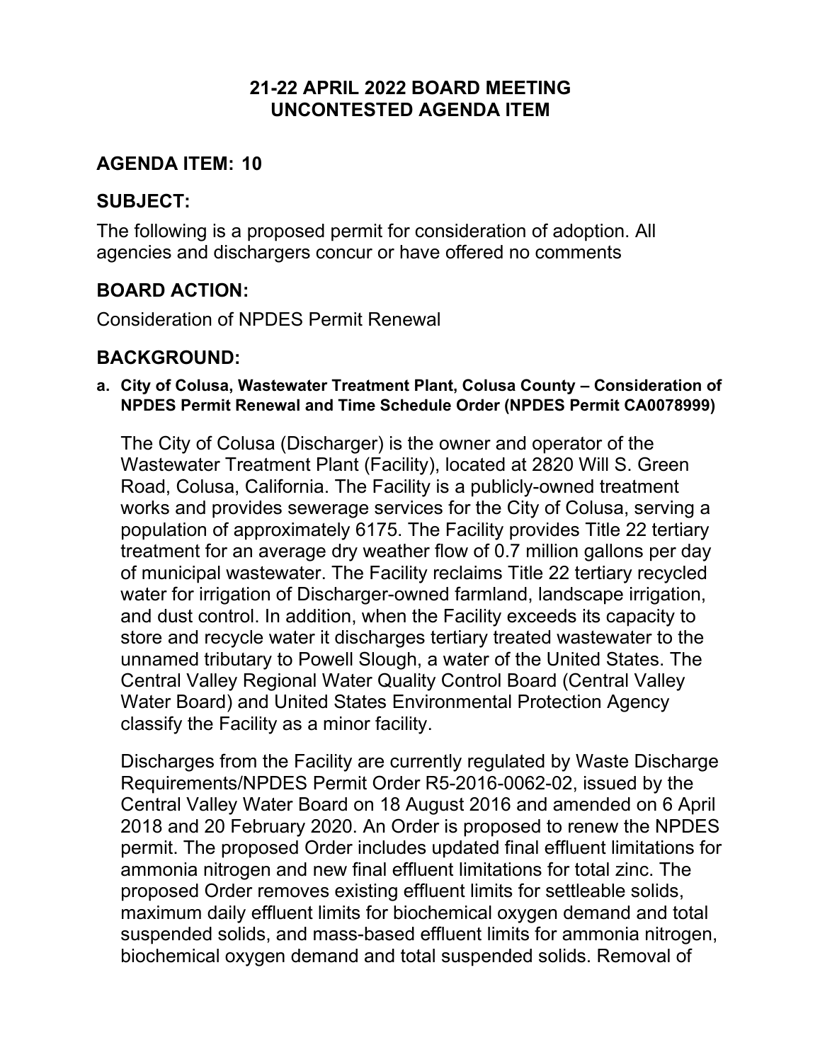# 21-22 APRIL 2022 BOARD MEETING
# UNCONTESTED AGENDA ITEM

## AGENDA ITEM: 10

## SUBJECT:

The following is a proposed permit for consideration of adoption. All agencies and dischargers concur or have offered no comments

## BOARD ACTION:

Consideration of NPDES Permit Renewal

## BACKGROUND:

**a. City of Colusa, Wastewater Treatment Plant, Colusa County – Consideration of NPDES Permit Renewal and Time Schedule Order (NPDES Permit CA0078999)**

The City of Colusa (Discharger) is the owner and operator of the Wastewater Treatment Plant (Facility), located at 2820 Will S. Green Road, Colusa, California. The Facility is a publicly-owned treatment works and provides sewerage services for the City of Colusa, serving a population of approximately 6175. The Facility provides Title 22 tertiary treatment for an average dry weather flow of 0.7 million gallons per day of municipal wastewater. The Facility reclaims Title 22 tertiary recycled water for irrigation of Discharger-owned farmland, landscape irrigation, and dust control. In addition, when the Facility exceeds its capacity to store and recycle water it discharges tertiary treated wastewater to the unnamed tributary to Powell Slough, a water of the United States. The Central Valley Regional Water Quality Control Board (Central Valley Water Board) and United States Environmental Protection Agency classify the Facility as a minor facility.

Discharges from the Facility are currently regulated by Waste Discharge Requirements/NPDES Permit Order R5-2016-0062-02, issued by the Central Valley Water Board on 18 August 2016 and amended on 6 April 2018 and 20 February 2020. An Order is proposed to renew the NPDES permit. The proposed Order includes updated final effluent limitations for ammonia nitrogen and new final effluent limitations for total zinc. The proposed Order removes existing effluent limits for settleable solids, maximum daily effluent limits for biochemical oxygen demand and total suspended solids, and mass-based effluent limits for ammonia nitrogen, biochemical oxygen demand and total suspended solids. Removal of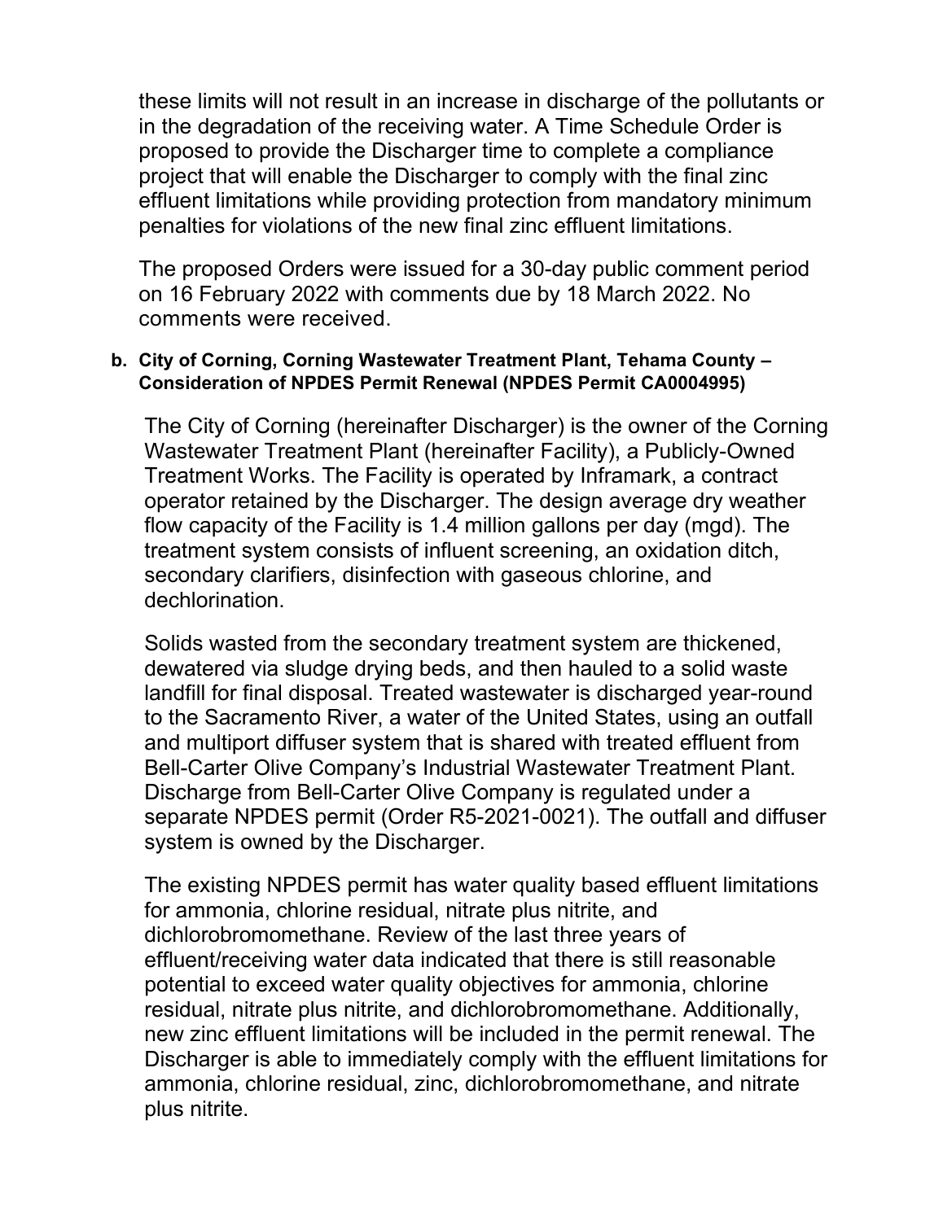these limits will not result in an increase in discharge of the pollutants or in the degradation of the receiving water. A Time Schedule Order is proposed to provide the Discharger time to complete a compliance project that will enable the Discharger to comply with the final zinc effluent limitations while providing protection from mandatory minimum penalties for violations of the new final zinc effluent limitations.

The proposed Orders were issued for a 30-day public comment period on 16 February 2022 with comments due by 18 March 2022. No comments were received.

**b. City of Corning, Corning Wastewater Treatment Plant, Tehama County – Consideration of NPDES Permit Renewal (NPDES Permit CA0004995)**

The City of Corning (hereinafter Discharger) is the owner of the Corning Wastewater Treatment Plant (hereinafter Facility), a Publicly-Owned Treatment Works. The Facility is operated by Inframark, a contract operator retained by the Discharger. The design average dry weather flow capacity of the Facility is 1.4 million gallons per day (mgd). The treatment system consists of influent screening, an oxidation ditch, secondary clarifiers, disinfection with gaseous chlorine, and dechlorination.

Solids wasted from the secondary treatment system are thickened, dewatered via sludge drying beds, and then hauled to a solid waste landfill for final disposal. Treated wastewater is discharged year-round to the Sacramento River, a water of the United States, using an outfall and multiport diffuser system that is shared with treated effluent from Bell-Carter Olive Company's Industrial Wastewater Treatment Plant. Discharge from Bell-Carter Olive Company is regulated under a separate NPDES permit (Order R5-2021-0021). The outfall and diffuser system is owned by the Discharger.

The existing NPDES permit has water quality based effluent limitations for ammonia, chlorine residual, nitrate plus nitrite, and dichlorobromomethane. Review of the last three years of effluent/receiving water data indicated that there is still reasonable potential to exceed water quality objectives for ammonia, chlorine residual, nitrate plus nitrite, and dichlorobromomethane. Additionally, new zinc effluent limitations will be included in the permit renewal. The Discharger is able to immediately comply with the effluent limitations for ammonia, chlorine residual, zinc, dichlorobromomethane, and nitrate plus nitrite.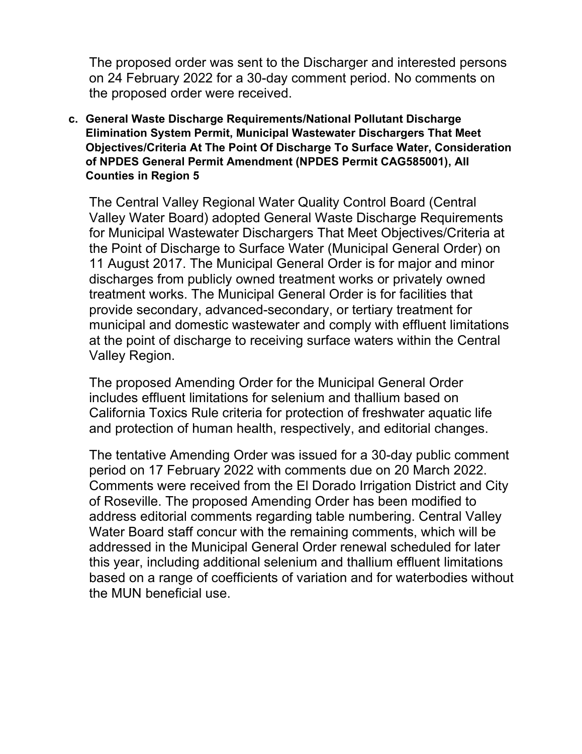The proposed order was sent to the Discharger and interested persons on 24 February 2022 for a 30-day comment period. No comments on the proposed order were received.

c. **General Waste Discharge Requirements/National Pollutant Discharge Elimination System Permit, Municipal Wastewater Dischargers That Meet Objectives/Criteria At The Point Of Discharge To Surface Water, Consideration of NPDES General Permit Amendment (NPDES Permit CAG585001), All Counties in Region 5**

The Central Valley Regional Water Quality Control Board (Central Valley Water Board) adopted General Waste Discharge Requirements for Municipal Wastewater Dischargers That Meet Objectives/Criteria at the Point of Discharge to Surface Water (Municipal General Order) on 11 August 2017. The Municipal General Order is for major and minor discharges from publicly owned treatment works or privately owned treatment works. The Municipal General Order is for facilities that provide secondary, advanced-secondary, or tertiary treatment for municipal and domestic wastewater and comply with effluent limitations at the point of discharge to receiving surface waters within the Central Valley Region.

The proposed Amending Order for the Municipal General Order includes effluent limitations for selenium and thallium based on California Toxics Rule criteria for protection of freshwater aquatic life and protection of human health, respectively, and editorial changes.

The tentative Amending Order was issued for a 30-day public comment period on 17 February 2022 with comments due on 20 March 2022. Comments were received from the El Dorado Irrigation District and City of Roseville. The proposed Amending Order has been modified to address editorial comments regarding table numbering. Central Valley Water Board staff concur with the remaining comments, which will be addressed in the Municipal General Order renewal scheduled for later this year, including additional selenium and thallium effluent limitations based on a range of coefficients of variation and for waterbodies without the MUN beneficial use.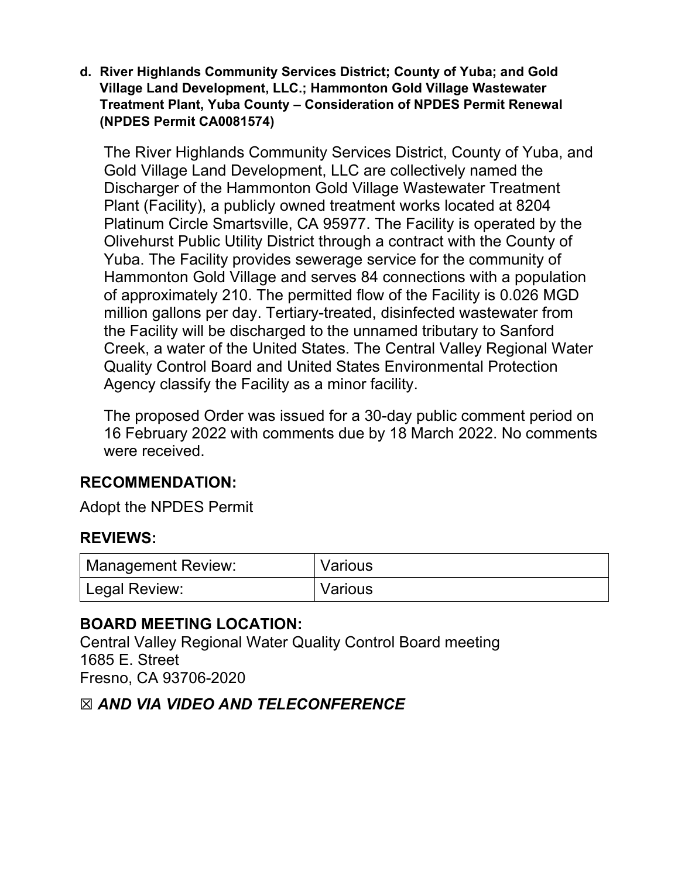**d. River Highlands Community Services District; County of Yuba; and Gold Village Land Development, LLC.; Hammonton Gold Village Wastewater Treatment Plant, Yuba County – Consideration of NPDES Permit Renewal (NPDES Permit CA0081574)**

The River Highlands Community Services District, County of Yuba, and Gold Village Land Development, LLC are collectively named the Discharger of the Hammonton Gold Village Wastewater Treatment Plant (Facility), a publicly owned treatment works located at 8204 Platinum Circle Smartsville, CA 95977. The Facility is operated by the Olivehurst Public Utility District through a contract with the County of Yuba. The Facility provides sewerage service for the community of Hammonton Gold Village and serves 84 connections with a population of approximately 210. The permitted flow of the Facility is 0.026 MGD million gallons per day. Tertiary-treated, disinfected wastewater from the Facility will be discharged to the unnamed tributary to Sanford Creek, a water of the United States. The Central Valley Regional Water Quality Control Board and United States Environmental Protection Agency classify the Facility as a minor facility.

The proposed Order was issued for a 30-day public comment period on 16 February 2022 with comments due by 18 March 2022. No comments were received.

## RECOMMENDATION:

Adopt the NPDES Permit

## REVIEWS:

| | |
|---|---|
| Management Review: | Various |
| Legal Review: | Various |

## BOARD MEETING LOCATION:

Central Valley Regional Water Quality Control Board meeting
1685 E. Street
Fresno, CA 93706-2020

☒ ***AND VIA VIDEO AND TELECONFERENCE***